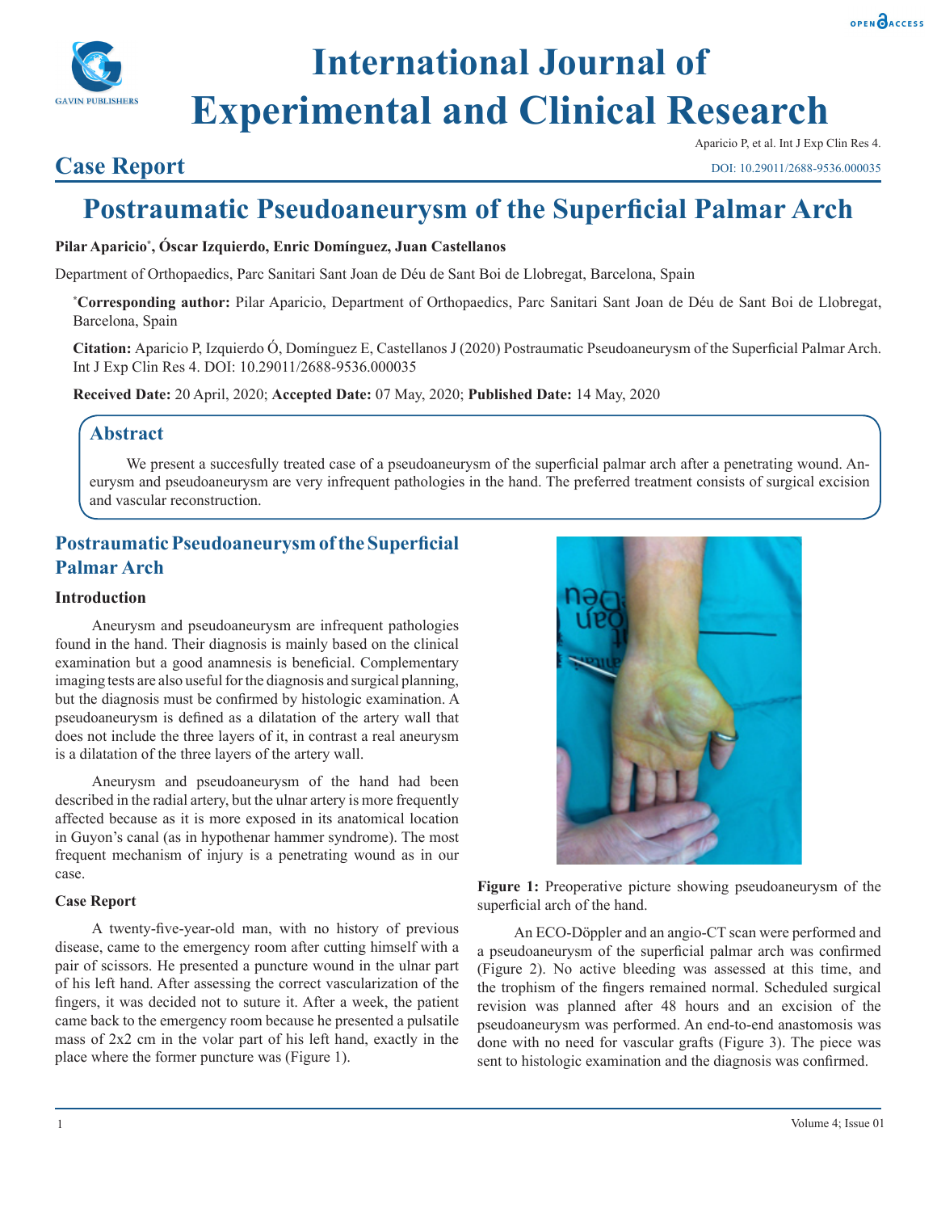# International Journal of Experimental and Clinical Research

Aparicio P, et al. Int J Exp Clin Res 4.

## Case Report

DOI: 10.29011/2688-9536.000035

# Postraumatic Pseudoaneurysm of the Superficial Palmar Arch

**Pilar Aparicio*, Óscar Izquierdo, Enric Domínguez, Juan Castellanos**

Department of Orthopaedics, Parc Sanitari Sant Joan de Déu de Sant Boi de Llobregat, Barcelona, Spain

***Corresponding author:** Pilar Aparicio, Department of Orthopaedics, Parc Sanitari Sant Joan de Déu de Sant Boi de Llobregat, Barcelona, Spain

**Citation:** Aparicio P, Izquierdo Ó, Domínguez E, Castellanos J (2020) Postraumatic Pseudoaneurysm of the Superficial Palmar Arch. Int J Exp Clin Res 4. DOI: 10.29011/2688-9536.000035

**Received Date:** 20 April, 2020; **Accepted Date:** 07 May, 2020; **Published Date:** 14 May, 2020

## Abstract

We present a succesfully treated case of a pseudoaneurysm of the superficial palmar arch after a penetrating wound. Aneurysm and pseudoaneurysm are very infrequent pathologies in the hand. The preferred treatment consists of surgical excision and vascular reconstruction.

## Postraumatic Pseudoaneurysm of the Superficial Palmar Arch

### Introduction

Aneurysm and pseudoaneurysm are infrequent pathologies found in the hand. Their diagnosis is mainly based on the clinical examination but a good anamnesis is beneficial. Complementary imaging tests are also useful for the diagnosis and surgical planning, but the diagnosis must be confirmed by histologic examination. A pseudoaneurysm is defined as a dilatation of the artery wall that does not include the three layers of it, in contrast a real aneurysm is a dilatation of the three layers of the artery wall.

Aneurysm and pseudoaneurysm of the hand had been described in the radial artery, but the ulnar artery is more frequently affected because as it is more exposed in its anatomical location in Guyon's canal (as in hypothenar hammer syndrome). The most frequent mechanism of injury is a penetrating wound as in our case.

### Case Report

A twenty-five-year-old man, with no history of previous disease, came to the emergency room after cutting himself with a pair of scissors. He presented a puncture wound in the ulnar part of his left hand. After assessing the correct vascularization of the fingers, it was decided not to suture it. After a week, the patient came back to the emergency room because he presented a pulsatile mass of 2x2 cm in the volar part of his left hand, exactly in the place where the former puncture was (Figure 1).

**Figure 1:** Preoperative picture showing pseudoaneurysm of the superficial arch of the hand.

An ECO-Döppler and an angio-CT scan were performed and a pseudoaneurysm of the superficial palmar arch was confirmed (Figure 2). No active bleeding was assessed at this time, and the trophism of the fingers remained normal. Scheduled surgical revision was planned after 48 hours and an excision of the pseudoaneurysm was performed. An end-to-end anastomosis was done with no need for vascular grafts (Figure 3). The piece was sent to histologic examination and the diagnosis was confirmed.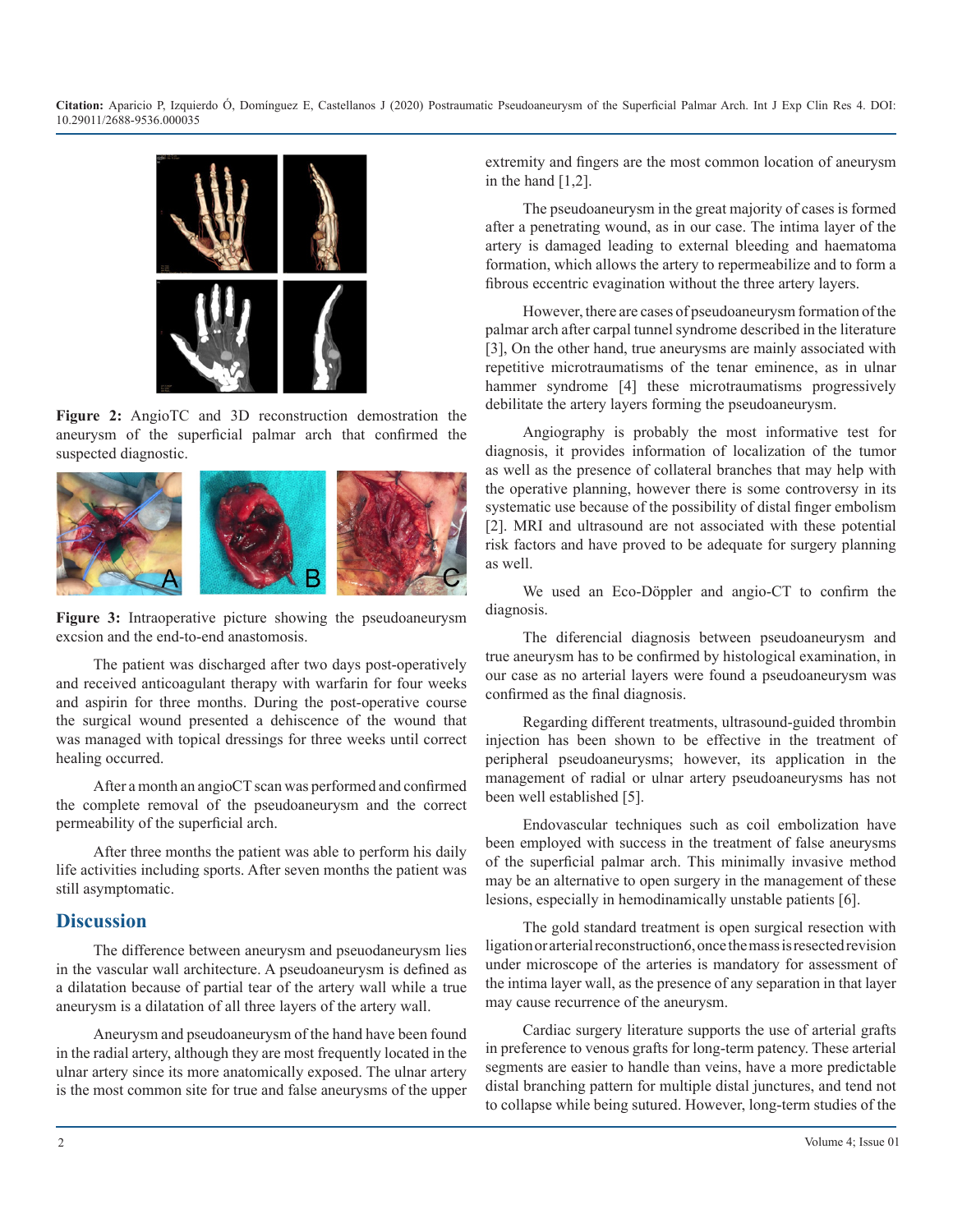Figure 2: AngioTC and 3D reconstruction demostration the aneurysm of the superficial palmar arch that confirmed the suspected diagnostic.

Figure 3: Intraoperative picture showing the pseudoaneurysm excsion and the end-to-end anastomosis.

The patient was discharged after two days post-operatively and received anticoagulant therapy with warfarin for four weeks and aspirin for three months. During the post-operative course the surgical wound presented a dehiscence of the wound that was managed with topical dressings for three weeks until correct healing occurred.

After a month an angioCT scan was performed and confirmed the complete removal of the pseudoaneurysm and the correct permeability of the superficial arch.

After three months the patient was able to perform his daily life activities including sports. After seven months the patient was still asymptomatic.

## Discussion

The difference between aneurysm and pseuodaneurysm lies in the vascular wall architecture. A pseudoaneurysm is defined as a dilatation because of partial tear of the artery wall while a true aneurysm is a dilatation of all three layers of the artery wall.

Aneurysm and pseudoaneurysm of the hand have been found in the radial artery, although they are most frequently located in the ulnar artery since its more anatomically exposed. The ulnar artery is the most common site for true and false aneurysms of the upper extremity and fingers are the most common location of aneurysm in the hand [1,2].

The pseudoaneurysm in the great majority of cases is formed after a penetrating wound, as in our case. The intima layer of the artery is damaged leading to external bleeding and haematoma formation, which allows the artery to repermeabilize and to form a fibrous eccentric evagination without the three artery layers.

However, there are cases of pseudoaneurysm formation of the palmar arch after carpal tunnel syndrome described in the literature [3], On the other hand, true aneurysms are mainly associated with repetitive microtraumatisms of the tenar eminence, as in ulnar hammer syndrome [4] these microtraumatisms progressively debilitate the artery layers forming the pseudoaneurysm.

Angiography is probably the most informative test for diagnosis, it provides information of localization of the tumor as well as the presence of collateral branches that may help with the operative planning, however there is some controversy in its systematic use because of the possibility of distal finger embolism [2]. MRI and ultrasound are not associated with these potential risk factors and have proved to be adequate for surgery planning as well.

We used an Eco-Döppler and angio-CT to confirm the diagnosis.

The diferencial diagnosis between pseudoaneurysm and true aneurysm has to be confirmed by histological examination, in our case as no arterial layers were found a pseudoaneurysm was confirmed as the final diagnosis.

Regarding different treatments, ultrasound-guided thrombin injection has been shown to be effective in the treatment of peripheral pseudoaneurysms; however, its application in the management of radial or ulnar artery pseudoaneurysms has not been well established [5].

Endovascular techniques such as coil embolization have been employed with success in the treatment of false aneurysms of the superficial palmar arch. This minimally invasive method may be an alternative to open surgery in the management of these lesions, especially in hemodinamically unstable patients [6].

The gold standard treatment is open surgical resection with ligation or arterial reconstruction6, once the mass is resected revision under microscope of the arteries is mandatory for assessment of the intima layer wall, as the presence of any separation in that layer may cause recurrence of the aneurysm.

Cardiac surgery literature supports the use of arterial grafts in preference to venous grafts for long-term patency. These arterial segments are easier to handle than veins, have a more predictable distal branching pattern for multiple distal junctures, and tend not to collapse while being sutured. However, long-term studies of the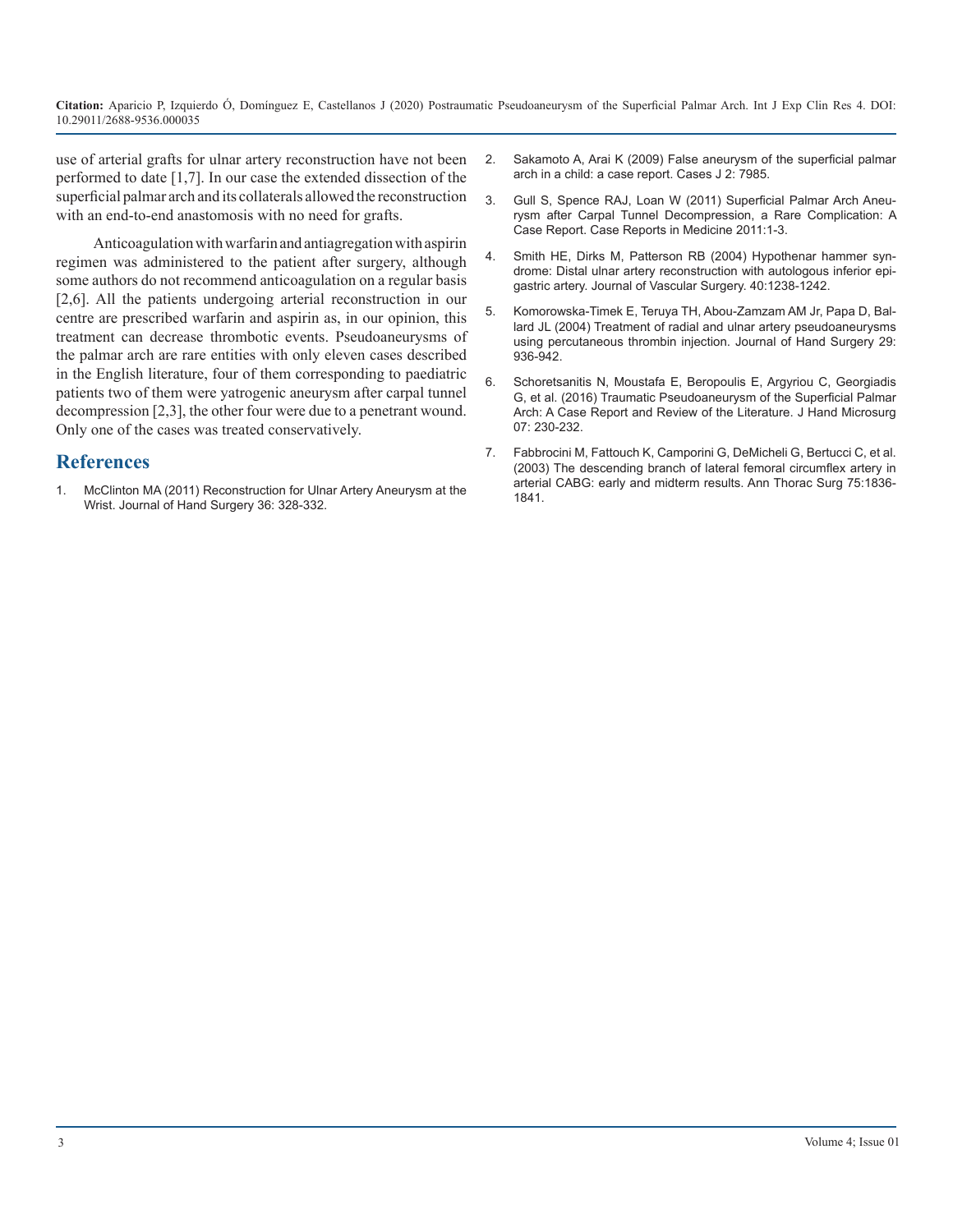use of arterial grafts for ulnar artery reconstruction have not been performed to date [1,7]. In our case the extended dissection of the superficial palmar arch and its collaterals allowed the reconstruction with an end-to-end anastomosis with no need for grafts.

Anticoagulation with warfarin and antiagregation with aspirin regimen was administered to the patient after surgery, although some authors do not recommend anticoagulation on a regular basis [2,6]. All the patients undergoing arterial reconstruction in our centre are prescribed warfarin and aspirin as, in our opinion, this treatment can decrease thrombotic events. Pseudoaneurysms of the palmar arch are rare entities with only eleven cases described in the English literature, four of them corresponding to paediatric patients two of them were yatrogenic aneurysm after carpal tunnel decompression [2,3], the other four were due to a penetrant wound. Only one of the cases was treated conservatively.

## References

1. McClinton MA (2011) Reconstruction for Ulnar Artery Aneurysm at the Wrist. Journal of Hand Surgery 36: 328-332.
2. Sakamoto A, Arai K (2009) False aneurysm of the superficial palmar arch in a child: a case report. Cases J 2: 7985.
3. Gull S, Spence RAJ, Loan W (2011) Superficial Palmar Arch Aneurysm after Carpal Tunnel Decompression, a Rare Complication: A Case Report. Case Reports in Medicine 2011:1-3.
4. Smith HE, Dirks M, Patterson RB (2004) Hypothenar hammer syndrome: Distal ulnar artery reconstruction with autologous inferior epigastric artery. Journal of Vascular Surgery. 40:1238-1242.
5. Komorowska-Timek E, Teruya TH, Abou-Zamzam AM Jr, Papa D, Ballard JL (2004) Treatment of radial and ulnar artery pseudoaneurysms using percutaneous thrombin injection. Journal of Hand Surgery 29: 936-942.
6. Schoretsanitis N, Moustafa E, Beropoulis E, Argyriou C, Georgiadis G, et al. (2016) Traumatic Pseudoaneurysm of the Superficial Palmar Arch: A Case Report and Review of the Literature. J Hand Microsurg 07: 230-232.
7. Fabbrocini M, Fattouch K, Camporini G, DeMicheli G, Bertucci C, et al. (2003) The descending branch of lateral femoral circumflex artery in arterial CABG: early and midterm results. Ann Thorac Surg 75:1836-1841.